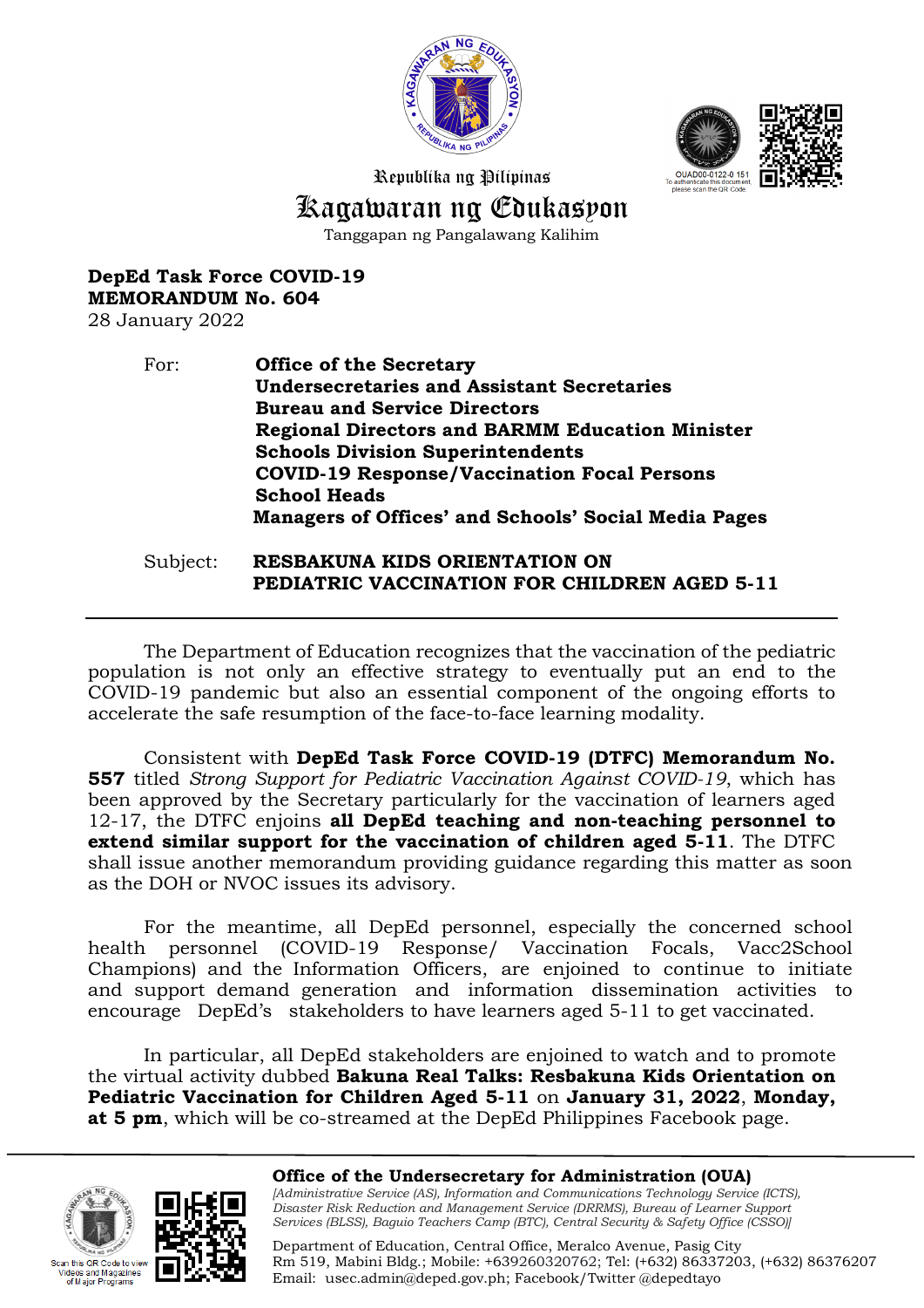Republika ng Pilipinas

# Kagawaran ng Edukasyon

Tanggapan ng Pangalawang Kalihim

OUAD00-0122-0 151
To authenticate this document, please scan the QR Code

**DepEd Task Force COVID-19**
**MEMORANDUM No. 604**
28 January 2022

For: **Office of the Secretary**
**Undersecretaries and Assistant Secretaries**
**Bureau and Service Directors**
**Regional Directors and BARMM Education Minister**
**Schools Division Superintendents**
**COVID-19 Response/Vaccination Focal Persons**
**School Heads**
**Managers of Offices' and Schools' Social Media Pages**

Subject: **RESBAKUNA KIDS ORIENTATION ON PEDIATRIC VACCINATION FOR CHILDREN AGED 5-11**

---

The Department of Education recognizes that the vaccination of the pediatric population is not only an effective strategy to eventually put an end to the COVID-19 pandemic but also an essential component of the ongoing efforts to accelerate the safe resumption of the face-to-face learning modality.

Consistent with **DepEd Task Force COVID-19 (DTFC) Memorandum No. 557** titled *Strong Support for Pediatric Vaccination Against COVID-19*, which has been approved by the Secretary particularly for the vaccination of learners aged 12-17, the DTFC enjoins **all DepEd teaching and non-teaching personnel to extend similar support for the vaccination of children aged 5-11**. The DTFC shall issue another memorandum providing guidance regarding this matter as soon as the DOH or NVOC issues its advisory.

For the meantime, all DepEd personnel, especially the concerned school health personnel (COVID-19 Response/ Vaccination Focals, Vacc2School Champions) and the Information Officers, are enjoined to continue to initiate and support demand generation and information dissemination activities to encourage DepEd's stakeholders to have learners aged 5-11 to get vaccinated.

In particular, all DepEd stakeholders are enjoined to watch and to promote the virtual activity dubbed **Bakuna Real Talks: Resbakuna Kids Orientation on Pediatric Vaccination for Children Aged 5-11** on **January 31, 2022**, **Monday, at 5 pm**, which will be co-streamed at the DepEd Philippines Facebook page.

---

**Office of the Undersecretary for Administration (OUA)**
*[Administrative Service (AS), Information and Communications Technology Service (ICTS), Disaster Risk Reduction and Management Service (DRRMS), Bureau of Learner Support Services (BLSS), Baguio Teachers Camp (BTC), Central Security & Safety Office (CSSO)]*

Department of Education, Central Office, Meralco Avenue, Pasig City
Rm 519, Mabini Bldg.; Mobile: +639260320762; Tel: (+632) 86337203, (+632) 86376207
Email: usec.admin@deped.gov.ph; Facebook/Twitter @depedtayo

Scan this QR Code to view Videos and Magazines of Major Programs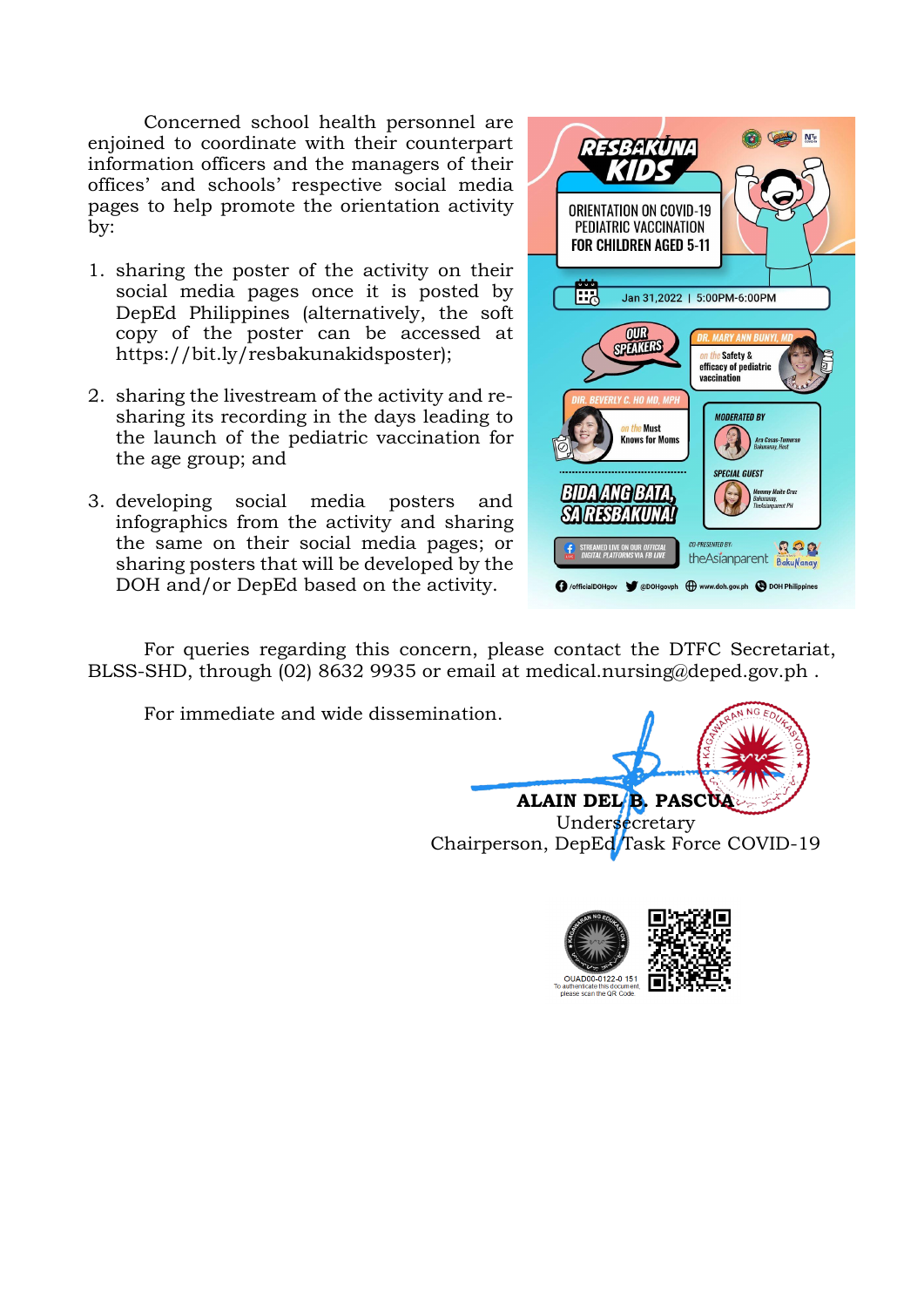Concerned school health personnel are enjoined to coordinate with their counterpart information officers and the managers of their offices' and schools' respective social media pages to help promote the orientation activity by:

1. sharing the poster of the activity on their social media pages once it is posted by DepEd Philippines (alternatively, the soft copy of the poster can be accessed at https://bit.ly/resbakunakidsposter);

2. sharing the livestream of the activity and re-sharing its recording in the days leading to the launch of the pediatric vaccination for the age group; and

3. developing social media posters and infographics from the activity and sharing the same on their social media pages; or sharing posters that will be developed by the DOH and/or DepEd based on the activity.

RESBAKUNA KIDS

ORIENTATION ON COVID-19 PEDIATRIC VACCINATION FOR CHILDREN AGED 5-11

Jan 31,2022 | 5:00PM-6:00PM

OUR SPEAKERS

DR. MARY ANN BUNYI, MD
on the Safety & efficacy of pediatric vaccination

DIR. BEVERLY C. HO MD, MPH
on the Must Knows for Moms

MODERATED BY
Ara Casas-Tumaroa
Bakunanay Host

SPECIAL GUEST
Mommy Maite Cruz
Bakunanay, TheAsianparent PH

BIDA ANG BATA, SA RESBAKUNA!

STREAMED LIVE ON OUR OFFICIAL DIGITAL PLATFORMS VIA FB LIVE

CO-PRESENTED BY: theAsianparent BakuNanay

/officialDOHgov @DOHgovph www.doh.gov.ph DOH Philippines

For queries regarding this concern, please contact the DTFC Secretariat, BLSS-SHD, through (02) 8632 9935 or email at medical.nursing@deped.gov.ph .

For immediate and wide dissemination.

**ALAIN DEL B. PASCUA**
Undersecretary
Chairperson, DepEd Task Force COVID-19

OUAD00-0122-0 151
To authenticate this document, please scan the QR Code.